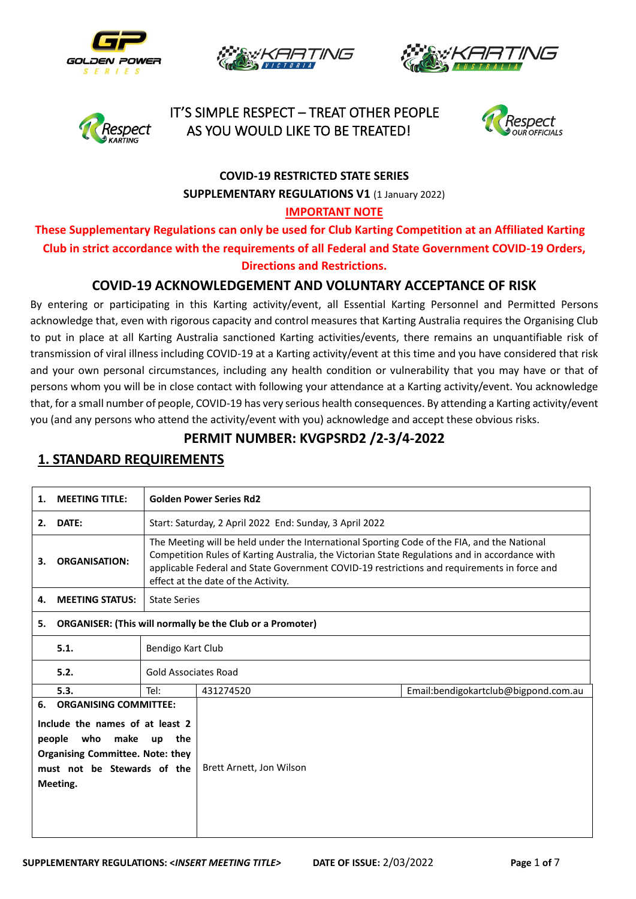IT'S SIMPLE RESPECT – TREAT OTHER PEOPLE AS YOU WOULD LIKE TO BE TREATED!

**COVID-19 RESTRICTED STATE SERIES**

**SUPPLEMENTARY REGULATIONS V1** (1 January 2022)

**IMPORTANT NOTE**

**These Supplementary Regulations can only be used for Club Karting Competition at an Affiliated Karting Club in strict accordance with the requirements of all Federal and State Government COVID-19 Orders, Directions and Restrictions.**

## COVID-19 ACKNOWLEDGEMENT AND VOLUNTARY ACCEPTANCE OF RISK

By entering or participating in this Karting activity/event, all Essential Karting Personnel and Permitted Persons acknowledge that, even with rigorous capacity and control measures that Karting Australia requires the Organising Club to put in place at all Karting Australia sanctioned Karting activities/events, there remains an unquantifiable risk of transmission of viral illness including COVID-19 at a Karting activity/event at this time and you have considered that risk and your own personal circumstances, including any health condition or vulnerability that you may have or that of persons whom you will be in close contact with following your attendance at a Karting activity/event. You acknowledge that, for a small number of people, COVID-19 has very serious health consequences. By attending a Karting activity/event you (and any persons who attend the activity/event with you) acknowledge and accept these obvious risks.

## PERMIT NUMBER: KVGPSRD2 /2-3/4-2022

## 1. STANDARD REQUIREMENTS

| | | | |
|---|---|---|---|
| **1. MEETING TITLE:** | **Golden Power Series Rd2** | | |
| **2. DATE:** | Start: Saturday, 2 April 2022 End: Sunday, 3 April 2022 | | |
| **3. ORGANISATION:** | The Meeting will be held under the International Sporting Code of the FIA, and the National Competition Rules of Karting Australia, the Victorian State Regulations and in accordance with applicable Federal and State Government COVID-19 restrictions and requirements in force and effect at the date of the Activity. | | |
| **4. MEETING STATUS:** | State Series | | |
| **5. ORGANISER: (This will normally be the Club or a Promoter)** | | | |
| **5.1.** | Bendigo Kart Club | | |
| **5.2.** | Gold Associates Road | | |
| **5.3.** | Tel: | 431274520 | Email:bendigokartclub@bigpond.com.au |
| **6. ORGANISING COMMITTEE:** Include the names of at least 2 people who make up the Organising Committee. Note: they must not be Stewards of the Meeting. | Brett Arnett, Jon Wilson | | |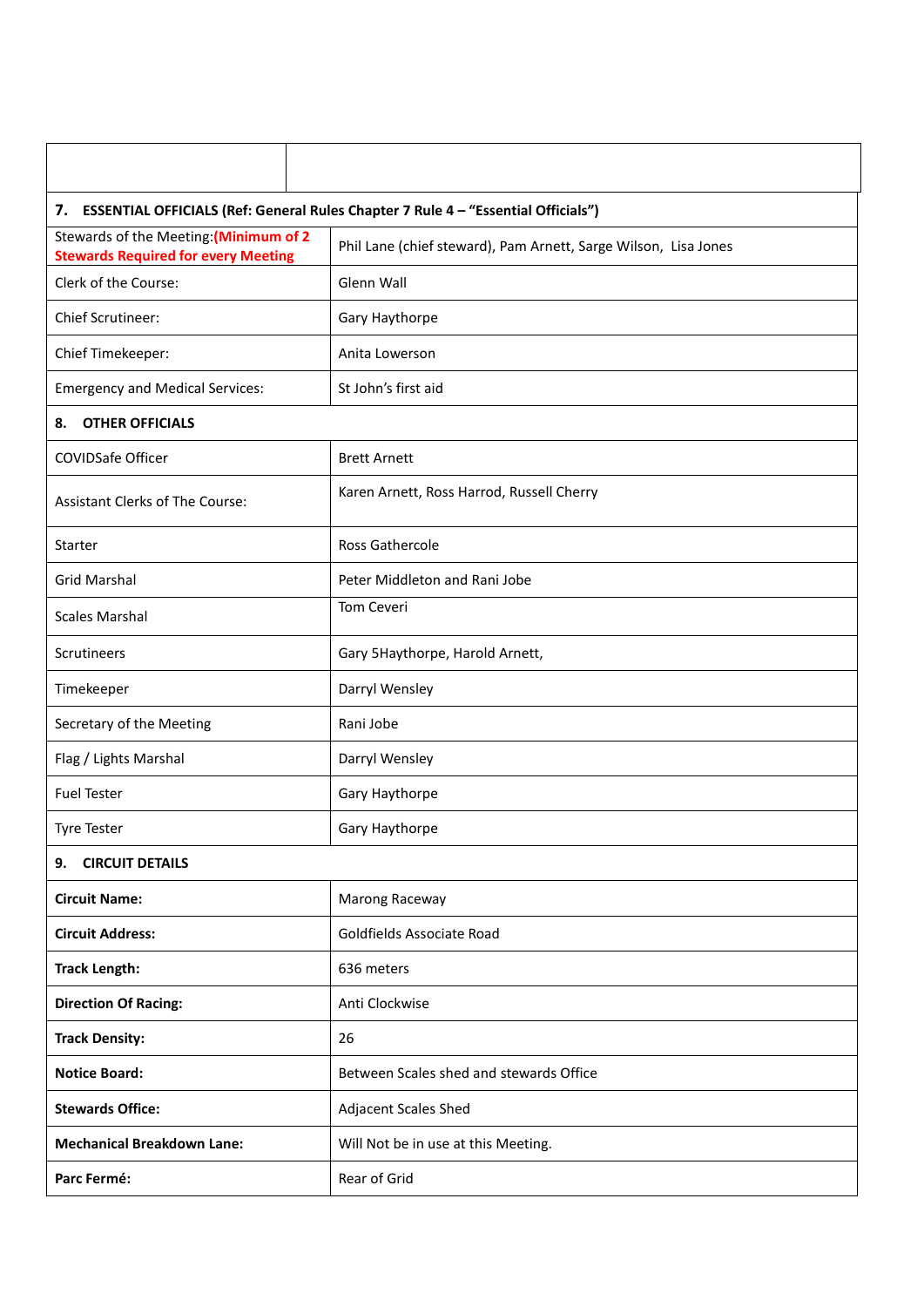| | |
|---|---|
| **7. ESSENTIAL OFFICIALS (Ref: General Rules Chapter 7 Rule 4 – "Essential Officials")** | |
| Stewards of the Meeting:**(Minimum of 2 Stewards Required for every Meeting** | Phil Lane (chief steward), Pam Arnett, Sarge Wilson, Lisa Jones |
| Clerk of the Course: | Glenn Wall |
| Chief Scrutineer: | Gary Haythorpe |
| Chief Timekeeper: | Anita Lowerson |
| Emergency and Medical Services: | St John's first aid |
| **8. OTHER OFFICIALS** | |
| COVIDSafe Officer | Brett Arnett |
| Assistant Clerks of The Course: | Karen Arnett, Ross Harrod, Russell Cherry |
| Starter | Ross Gathercole |
| Grid Marshal | Peter Middleton and Rani Jobe |
| Scales Marshal | Tom Ceveri |
| Scrutineers | Gary 5Haythorpe, Harold Arnett, |
| Timekeeper | Darryl Wensley |
| Secretary of the Meeting | Rani Jobe |
| Flag / Lights Marshal | Darryl Wensley |
| Fuel Tester | Gary Haythorpe |
| Tyre Tester | Gary Haythorpe |
| **9. CIRCUIT DETAILS** | |
| **Circuit Name:** | Marong Raceway |
| **Circuit Address:** | Goldfields Associate Road |
| **Track Length:** | 636 meters |
| **Direction Of Racing:** | Anti Clockwise |
| **Track Density:** | 26 |
| **Notice Board:** | Between Scales shed and stewards Office |
| **Stewards Office:** | Adjacent Scales Shed |
| **Mechanical Breakdown Lane:** | Will Not be in use at this Meeting. |
| **Parc Fermé:** | Rear of Grid |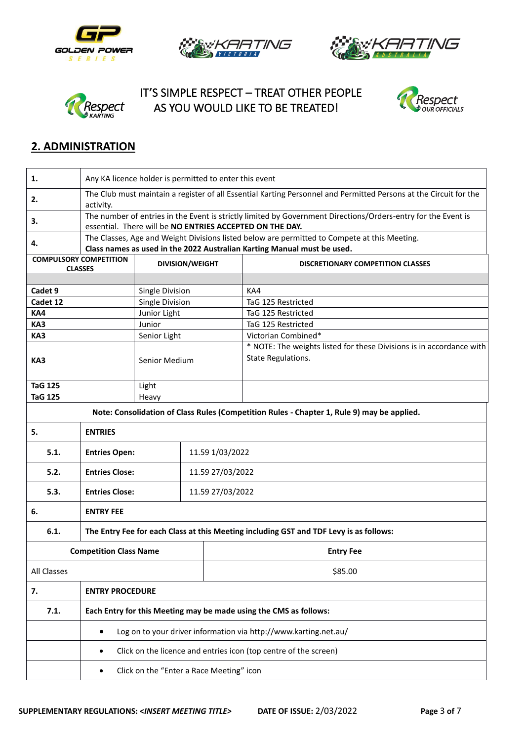IT'S SIMPLE RESPECT – TREAT OTHER PEOPLE AS YOU WOULD LIKE TO BE TREATED!

## 2. ADMINISTRATION

| | |
|---|---|
| **1.** | Any KA licence holder is permitted to enter this event |
| **2.** | The Club must maintain a register of all Essential Karting Personnel and Permitted Persons at the Circuit for the activity. |
| **3.** | The number of entries in the Event is strictly limited by Government Directions/Orders-entry for the Event is essential. There will be **NO ENTRIES ACCEPTED ON THE DAY.** |
| **4.** | The Classes, Age and Weight Divisions listed below are permitted to Compete at this Meeting. **Class names as used in the 2022 Australian Karting Manual must be used.** |

| COMPULSORY COMPETITION CLASSES | DIVISION/WEIGHT | DISCRETIONARY COMPETITION CLASSES |
|---|---|---|
| | | |
| **Cadet 9** | Single Division | KA4 |
| **Cadet 12** | Single Division | TaG 125 Restricted |
| **KA4** | Junior Light | TaG 125 Restricted |
| **KA3** | Junior | TaG 125 Restricted |
| **KA3** | Senior Light | Victorian Combined* |
| **KA3** | Senior Medium | * NOTE: The weights listed for these Divisions is in accordance with State Regulations. |
| **TaG 125** | Light | |
| **TaG 125** | Heavy | |

**Note: Consolidation of Class Rules (Competition Rules - Chapter 1, Rule 9) may be applied.**

| | | |
|---|---|---|
| **5.** | **ENTRIES** | |
| **5.1.** | **Entries Open:** | 11.59 1/03/2022 |
| **5.2.** | **Entries Close:** | 11.59 27/03/2022 |
| **5.3.** | **Entries Close:** | 11.59 27/03/2022 |
| **6.** | **ENTRY FEE** | |
| **6.1.** | **The Entry Fee for each Class at this Meeting including GST and TDF Levy is as follows:** | |

| Competition Class Name | Entry Fee |
|---|---|
| All Classes | $85.00 |

| | |
|---|---|
| **7.** | **ENTRY PROCEDURE** |
| **7.1.** | **Each Entry for this Meeting may be made using the CMS as follows:** |
| | • Log on to your driver information via http://www.karting.net.au/ |
| | • Click on the licence and entries icon (top centre of the screen) |
| | • Click on the "Enter a Race Meeting" icon |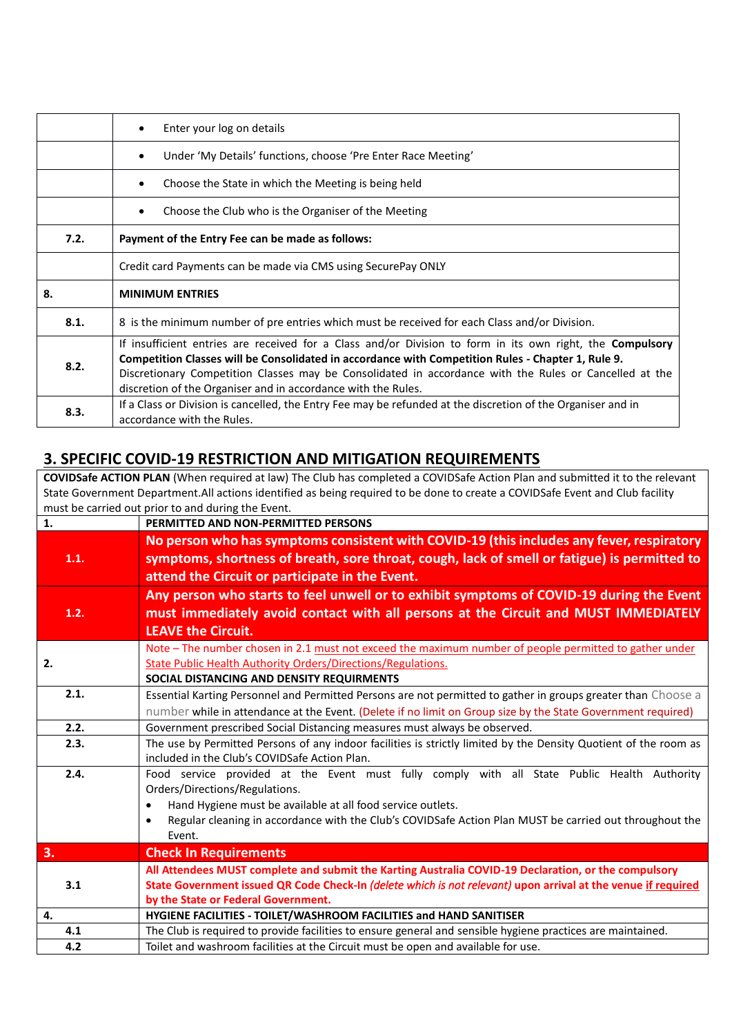| | |
|---|---|
| | • Enter your log on details |
| | • Under 'My Details' functions, choose 'Pre Enter Race Meeting' |
| | • Choose the State in which the Meeting is being held |
| | • Choose the Club who is the Organiser of the Meeting |
| **7.2.** | **Payment of the Entry Fee can be made as follows:** |
| | Credit card Payments can be made via CMS using SecurePay ONLY |
| **8.** | **MINIMUM ENTRIES** |
| **8.1.** | 8 is the minimum number of pre entries which must be received for each Class and/or Division. |
| **8.2.** | If insufficient entries are received for a Class and/or Division to form in its own right, the **Compulsory Competition Classes will be Consolidated in accordance with Competition Rules - Chapter 1, Rule 9.** Discretionary Competition Classes may be Consolidated in accordance with the Rules or Cancelled at the discretion of the Organiser and in accordance with the Rules. |
| **8.3.** | If a Class or Division is cancelled, the Entry Fee may be refunded at the discretion of the Organiser and in accordance with the Rules. |

## 3. SPECIFIC COVID-19 RESTRICTION AND MITIGATION REQUIREMENTS

**COVIDSafe ACTION PLAN** (When required at law) The Club has completed a COVIDSafe Action Plan and submitted it to the relevant State Government Department.All actions identified as being required to be done to create a COVIDSafe Event and Club facility must be carried out prior to and during the Event.

| | |
|---|---|
| **1.** | **PERMITTED AND NON-PERMITTED PERSONS** |
| **1.1.** | **No person who has symptoms consistent with COVID-19 (this includes any fever, respiratory symptoms, shortness of breath, sore throat, cough, lack of smell or fatigue) is permitted to attend the Circuit or participate in the Event.** |
| **1.2.** | **Any person who starts to feel unwell or to exhibit symptoms of COVID-19 during the Event must immediately avoid contact with all persons at the Circuit and MUST IMMEDIATELY LEAVE the Circuit.** |
| **2.** | Note – The number chosen in 2.1 must not exceed the maximum number of people permitted to gather under State Public Health Authority Orders/Directions/Regulations.<br>**SOCIAL DISTANCING AND DENSITY REQUIRMENTS** |
| **2.1.** | Essential Karting Personnel and Permitted Persons are not permitted to gather in groups greater than Choose a number while in attendance at the Event. (Delete if no limit on Group size by the State Government required) |
| **2.2.** | Government prescribed Social Distancing measures must always be observed. |
| **2.3.** | The use by Permitted Persons of any indoor facilities is strictly limited by the Density Quotient of the room as included in the Club's COVIDSafe Action Plan. |
| **2.4.** | Food service provided at the Event must fully comply with all State Public Health Authority Orders/Directions/Regulations.<br>• Hand Hygiene must be available at all food service outlets.<br>• Regular cleaning in accordance with the Club's COVIDSafe Action Plan MUST be carried out throughout the Event. |
| **3.** | **Check In Requirements** |
| **3.1** | **All Attendees MUST complete and submit the Karting Australia COVID-19 Declaration, or the compulsory State Government issued QR Code Check-In** *(delete which is not relevant)* **upon arrival at the venue if required by the State or Federal Government.** |
| **4.** | **HYGIENE FACILITIES - TOILET/WASHROOM FACILITIES and HAND SANITISER** |
| **4.1** | The Club is required to provide facilities to ensure general and sensible hygiene practices are maintained. |
| **4.2** | Toilet and washroom facilities at the Circuit must be open and available for use. |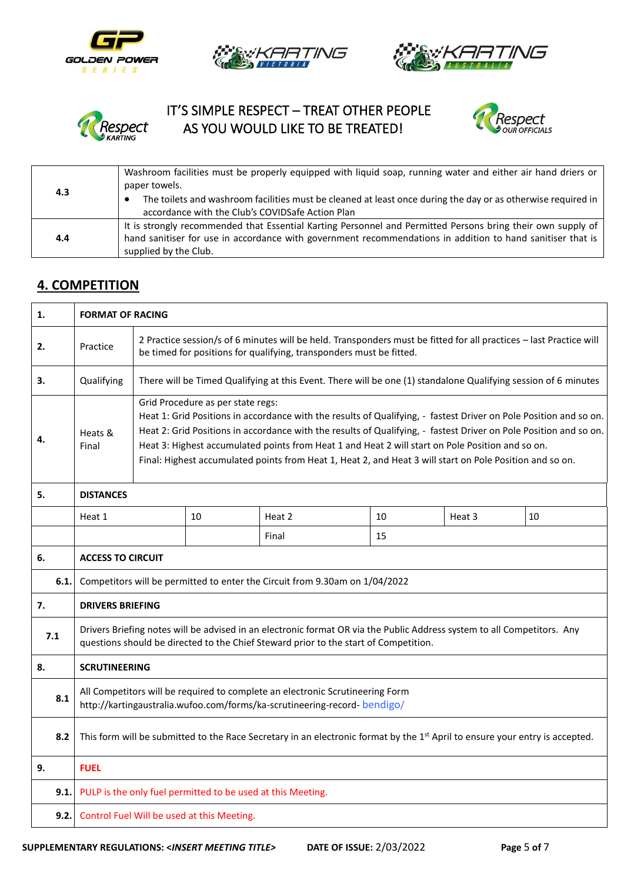IT'S SIMPLE RESPECT – TREAT OTHER PEOPLE AS YOU WOULD LIKE TO BE TREATED!

| | |
|---|---|
| 4.3 | Washroom facilities must be properly equipped with liquid soap, running water and either air hand driers or paper towels.<br>• The toilets and washroom facilities must be cleaned at least once during the day or as otherwise required in accordance with the Club's COVIDSafe Action Plan |
| 4.4 | It is strongly recommended that Essential Karting Personnel and Permitted Persons bring their own supply of hand sanitiser for use in accordance with government recommendations in addition to hand sanitiser that is supplied by the Club. |

## 4. COMPETITION

| | | | | | | |
|---|---|---|---|---|---|---|
| **1.** | **FORMAT OF RACING** | | | | | |
| **2.** | Practice | 2 Practice session/s of 6 minutes will be held. Transponders must be fitted for all practices – last Practice will be timed for positions for qualifying, transponders must be fitted. | | | | |
| **3.** | Qualifying | There will be Timed Qualifying at this Event. There will be one (1) standalone Qualifying session of 6 minutes | | | | |
| **4.** | Heats & Final | Grid Procedure as per state regs:<br>Heat 1: Grid Positions in accordance with the results of Qualifying, - fastest Driver on Pole Position and so on.<br>Heat 2: Grid Positions in accordance with the results of Qualifying, - fastest Driver on Pole Position and so on.<br>Heat 3: Highest accumulated points from Heat 1 and Heat 2 will start on Pole Position and so on.<br>Final: Highest accumulated points from Heat 1, Heat 2, and Heat 3 will start on Pole Position and so on. | | | | |
| **5.** | **DISTANCES** | | | | | |
| | Heat 1 | 10 | Heat 2 | 10 | Heat 3 | 10 |
| | | | Final | 15 | | |
| **6.** | **ACCESS TO CIRCUIT** | | | | | |
| **6.1.** | Competitors will be permitted to enter the Circuit from 9.30am on 1/04/2022 | | | | | |
| **7.** | **DRIVERS BRIEFING** | | | | | |
| **7.1** | Drivers Briefing notes will be advised in an electronic format OR via the Public Address system to all Competitors. Any questions should be directed to the Chief Steward prior to the start of Competition. | | | | | |
| **8.** | **SCRUTINEERING** | | | | | |
| **8.1** | All Competitors will be required to complete an electronic Scrutineering Form http://kartingaustralia.wufoo.com/forms/ka-scrutineering-record- bendigo/ | | | | | |
| **8.2** | This form will be submitted to the Race Secretary in an electronic format by the 1st April to ensure your entry is accepted. | | | | | |
| **9.** | **FUEL** | | | | | |
| **9.1.** | PULP is the only fuel permitted to be used at this Meeting. | | | | | |
| **9.2.** | Control Fuel Will be used at this Meeting. | | | | | |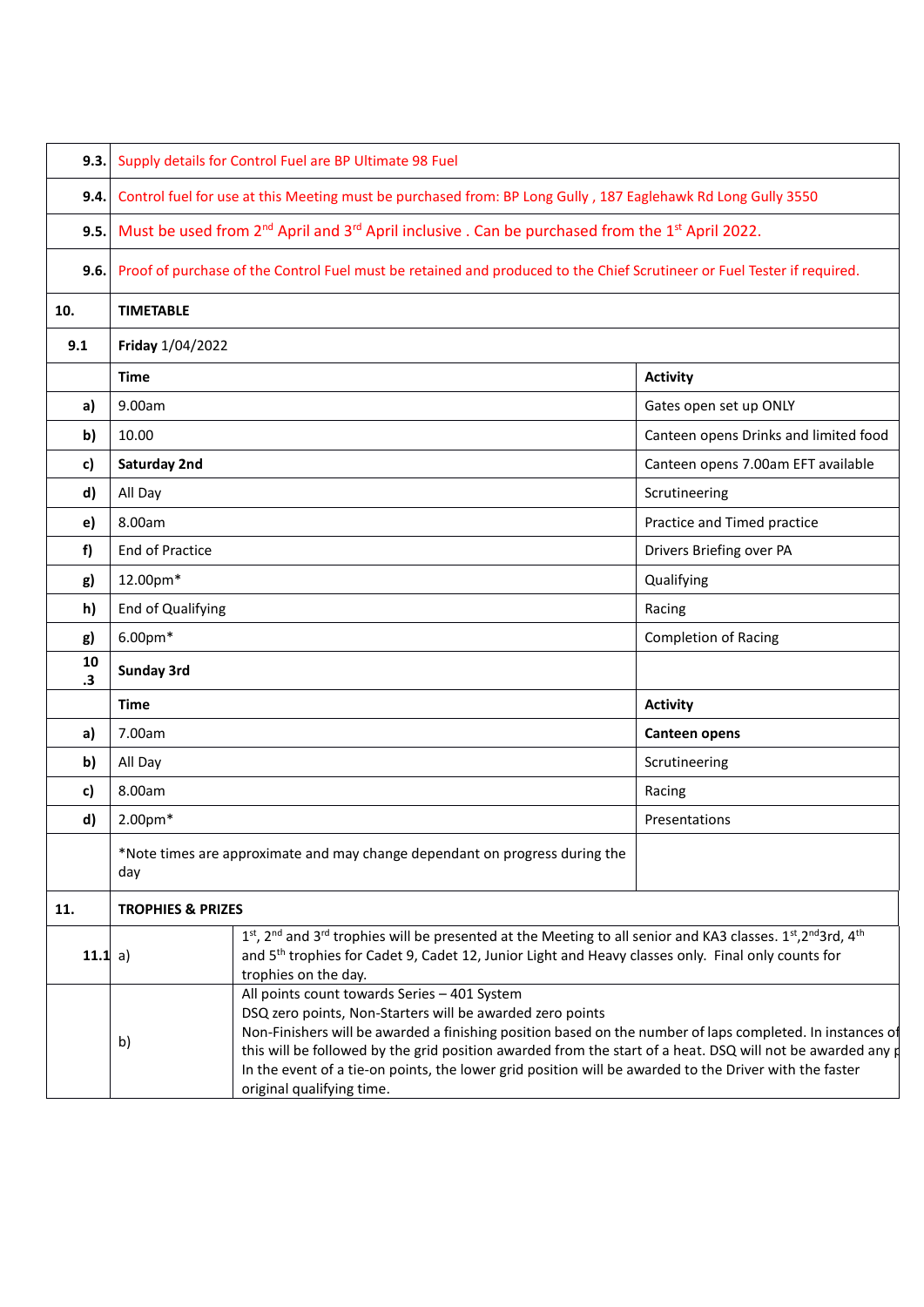| | | |
|---|---|---|
| **9.3.** | Supply details for Control Fuel are BP Ultimate 98 Fuel | |
| **9.4.** | Control fuel for use at this Meeting must be purchased from: BP Long Gully , 187 Eaglehawk Rd Long Gully 3550 | |
| **9.5.** | Must be used from 2nd April and 3rd April inclusive . Can be purchased from the 1st April 2022. | |
| **9.6.** | Proof of purchase of the Control Fuel must be retained and produced to the Chief Scrutineer or Fuel Tester if required. | |
| **10.** | **TIMETABLE** | |
| **9.1** | **Friday** 1/04/2022 | |
| | **Time** | **Activity** |
| **a)** | 9.00am | Gates open set up ONLY |
| **b)** | 10.00 | Canteen opens Drinks and limited food |
| **c)** | **Saturday 2nd** | Canteen opens 7.00am EFT available |
| **d)** | All Day | Scrutineering |
| **e)** | 8.00am | Practice and Timed practice |
| **f)** | End of Practice | Drivers Briefing over PA |
| **g)** | 12.00pm* | Qualifying |
| **h)** | End of Qualifying | Racing |
| **g)** | 6.00pm* | Completion of Racing |
| **10.3** | **Sunday 3rd** | |
| | **Time** | **Activity** |
| **a)** | 7.00am | **Canteen opens** |
| **b)** | All Day | Scrutineering |
| **c)** | 8.00am | Racing |
| **d)** | 2.00pm* | Presentations |
| | *Note times are approximate and may change dependant on progress during the day | |

| | | |
|---|---|---|
| **11.** | **TROPHIES & PRIZES** | |
| **11.1** a) | | 1st, 2nd and 3rd trophies will be presented at the Meeting to all senior and KA3 classes. 1st,2nd3rd, 4th and 5th trophies for Cadet 9, Cadet 12, Junior Light and Heavy classes only. Final only counts for trophies on the day. |
| | b) | All points count towards Series – 401 System<br>DSQ zero points, Non-Starters will be awarded zero points<br>Non-Finishers will be awarded a finishing position based on the number of laps completed. In instances of this will be followed by the grid position awarded from the start of a heat. DSQ will not be awarded any p<br>In the event of a tie-on points, the lower grid position will be awarded to the Driver with the faster original qualifying time. |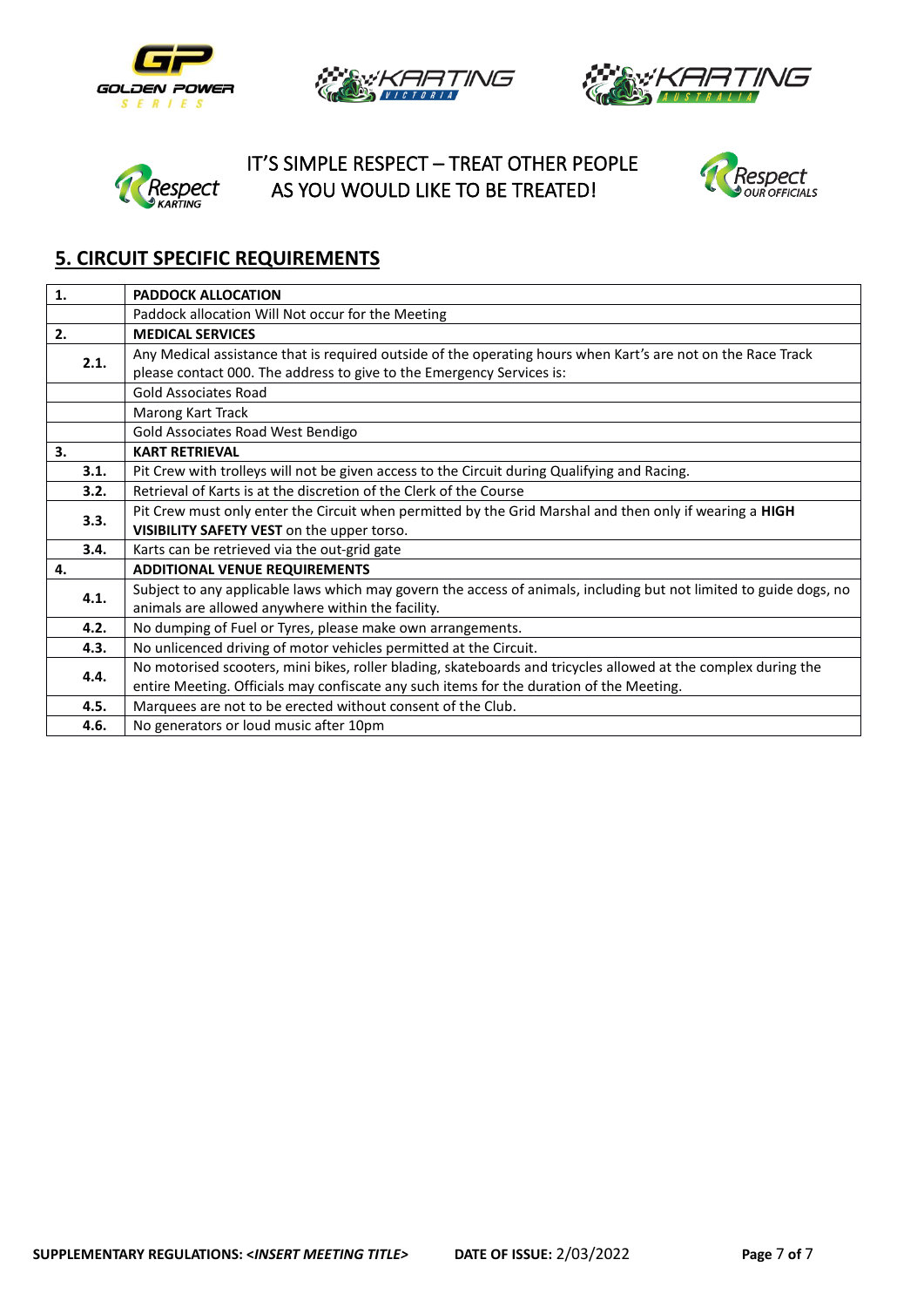IT'S SIMPLE RESPECT – TREAT OTHER PEOPLE AS YOU WOULD LIKE TO BE TREATED!

## 5. CIRCUIT SPECIFIC REQUIREMENTS

| | |
|---|---|
| **1.** | **PADDOCK ALLOCATION** |
| | Paddock allocation Will Not occur for the Meeting |
| **2.** | **MEDICAL SERVICES** |
| **2.1.** | Any Medical assistance that is required outside of the operating hours when Kart's are not on the Race Track please contact 000. The address to give to the Emergency Services is: |
| | Gold Associates Road |
| | Marong Kart Track |
| | Gold Associates Road West Bendigo |
| **3.** | **KART RETRIEVAL** |
| **3.1.** | Pit Crew with trolleys will not be given access to the Circuit during Qualifying and Racing. |
| **3.2.** | Retrieval of Karts is at the discretion of the Clerk of the Course |
| **3.3.** | Pit Crew must only enter the Circuit when permitted by the Grid Marshal and then only if wearing a **HIGH VISIBILITY SAFETY VEST** on the upper torso. |
| **3.4.** | Karts can be retrieved via the out-grid gate |
| **4.** | **ADDITIONAL VENUE REQUIREMENTS** |
| **4.1.** | Subject to any applicable laws which may govern the access of animals, including but not limited to guide dogs, no animals are allowed anywhere within the facility. |
| **4.2.** | No dumping of Fuel or Tyres, please make own arrangements. |
| **4.3.** | No unlicenced driving of motor vehicles permitted at the Circuit. |
| **4.4.** | No motorised scooters, mini bikes, roller blading, skateboards and tricycles allowed at the complex during the entire Meeting. Officials may confiscate any such items for the duration of the Meeting. |
| **4.5.** | Marquees are not to be erected without consent of the Club. |
| **4.6.** | No generators or loud music after 10pm |